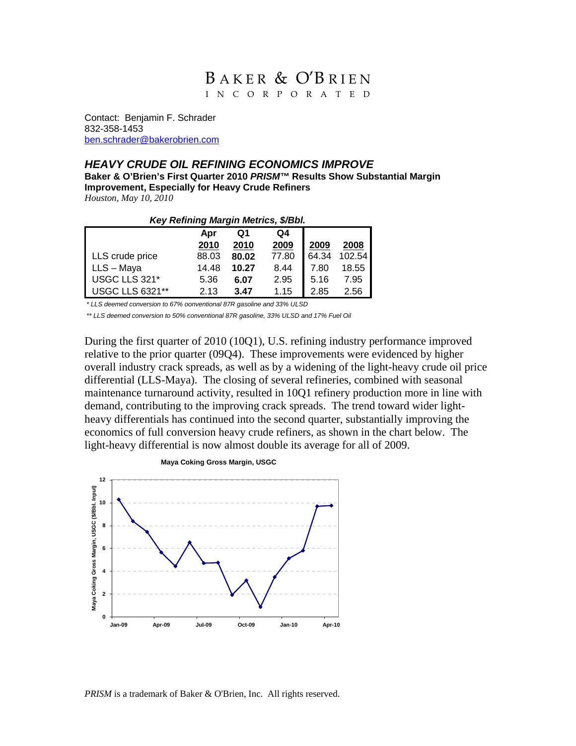BAKER & O'BRIEN

INCORPORATED

Contact: Benjamin F. Schrader
832-358-1453
ben.schrader@bakerobrien.com

## *HEAVY CRUDE OIL REFINING ECONOMICS IMPROVE*

**Baker & O'Brien's First Quarter 2010 *PRISM*™ Results Show Substantial Margin Improvement, Especially for Heavy Crude Refiners**

*Houston, May 10, 2010*

***Key Refining Margin Metrics, $/Bbl.***

| | Apr 2010 | Q1 2010 | Q4 2009 | 2009 | 2008 |
|---|---|---|---|---|---|
| LLS crude price | 88.03 | **80.02** | 77.80 | 64.34 | 102.54 |
| LLS – Maya | 14.48 | **10.27** | 8.44 | 7.80 | 18.55 |
| USGC LLS 321* | 5.36 | **6.07** | 2.95 | 5.16 | 7.95 |
| USGC LLS 6321** | 2.13 | **3.47** | 1.15 | 2.85 | 2.56 |

*\* LLS deemed conversion to 67% oonventional 87R gasoline and 33% ULSD*

*\*\* LLS deemed conversion to 50% conventional 87R gasoline, 33% ULSD and 17% Fuel Oil*

During the first quarter of 2010 (10Q1), U.S. refining industry performance improved relative to the prior quarter (09Q4). These improvements were evidenced by higher overall industry crack spreads, as well as by a widening of the light-heavy crude oil price differential (LLS-Maya). The closing of several refineries, combined with seasonal maintenance turnaround activity, resulted in 10Q1 refinery production more in line with demand, contributing to the improving crack spreads. The trend toward wider light-heavy differentials has continued into the second quarter, substantially improving the economics of full conversion heavy crude refiners, as shown in the chart below. The light-heavy differential is now almost double its average for all of 2009.

**Maya Coking Gross Margin, USGC**

*PRISM* is a trademark of Baker & O'Brien, Inc. All rights reserved.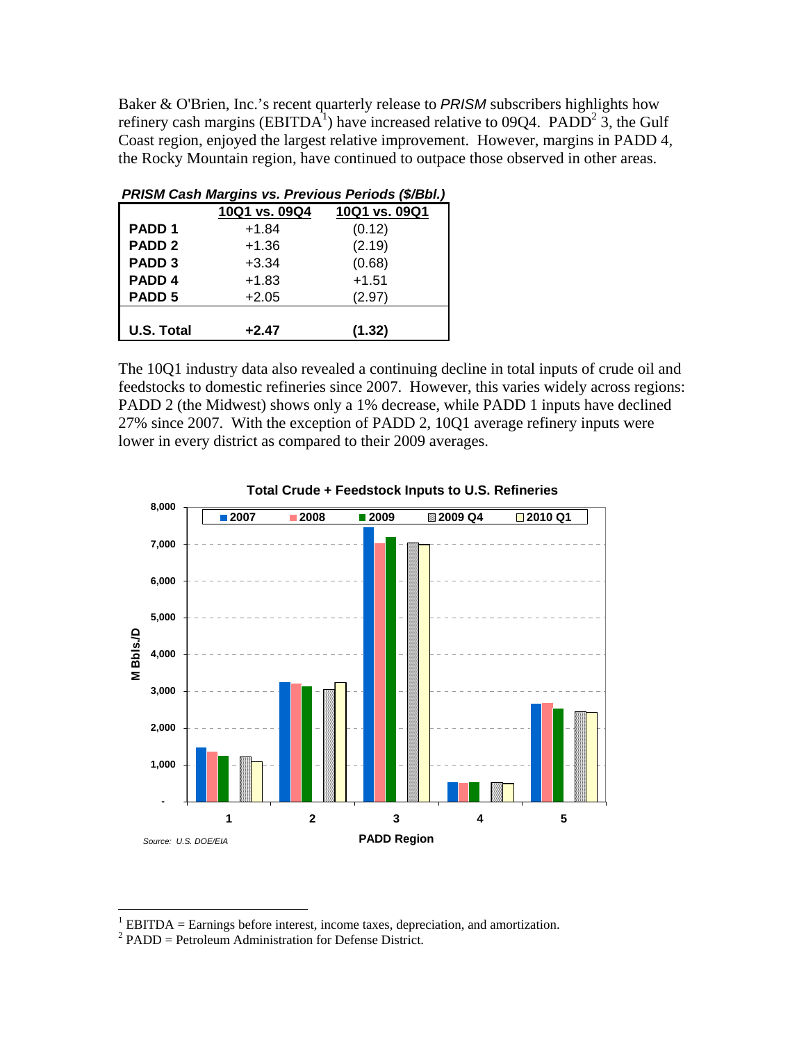Baker & O'Brien, Inc.'s recent quarterly release to *PRISM* subscribers highlights how refinery cash margins (EBITDA[1]) have increased relative to 09Q4. PADD[2] 3, the Gulf Coast region, enjoyed the largest relative improvement. However, margins in PADD 4, the Rocky Mountain region, have continued to outpace those observed in other areas.

***PRISM Cash Margins vs. Previous Periods ($/Bbl.)***

| | 10Q1 vs. 09Q4 | 10Q1 vs. 09Q1 |
|---|---|---|
| **PADD 1** | +1.84 | (0.12) |
| **PADD 2** | +1.36 | (2.19) |
| **PADD 3** | +3.34 | (0.68) |
| **PADD 4** | +1.83 | +1.51 |
| **PADD 5** | +2.05 | (2.97) |
| **U.S. Total** | **+2.47** | **(1.32)** |

The 10Q1 industry data also revealed a continuing decline in total inputs of crude oil and feedstocks to domestic refineries since 2007. However, this varies widely across regions: PADD 2 (the Midwest) shows only a 1% decrease, while PADD 1 inputs have declined 27% since 2007. With the exception of PADD 2, 10Q1 average refinery inputs were lower in every district as compared to their 2009 averages.

**Total Crude + Feedstock Inputs to U.S. Refineries**

Source: U.S. DOE/EIA

[1] EBITDA = Earnings before interest, income taxes, depreciation, and amortization.

[2] PADD = Petroleum Administration for Defense District.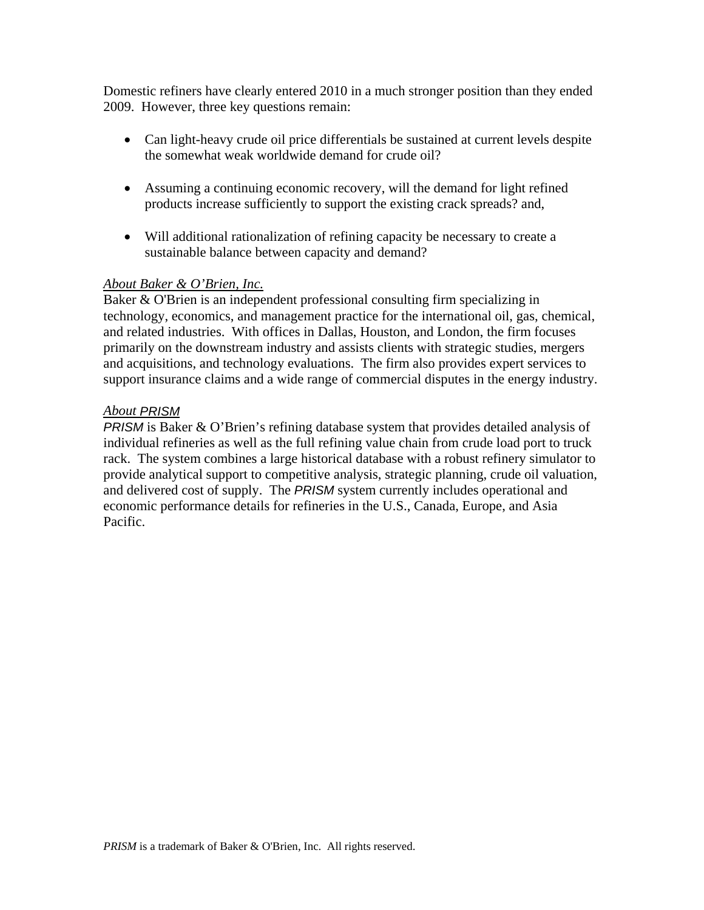Domestic refiners have clearly entered 2010 in a much stronger position than they ended 2009. However, three key questions remain:

- Can light-heavy crude oil price differentials be sustained at current levels despite the somewhat weak worldwide demand for crude oil?
- Assuming a continuing economic recovery, will the demand for light refined products increase sufficiently to support the existing crack spreads? and,
- Will additional rationalization of refining capacity be necessary to create a sustainable balance between capacity and demand?

*About Baker & O'Brien, Inc.*

Baker & O'Brien is an independent professional consulting firm specializing in technology, economics, and management practice for the international oil, gas, chemical, and related industries. With offices in Dallas, Houston, and London, the firm focuses primarily on the downstream industry and assists clients with strategic studies, mergers and acquisitions, and technology evaluations. The firm also provides expert services to support insurance claims and a wide range of commercial disputes in the energy industry.

*About PRISM*

*PRISM* is Baker & O'Brien's refining database system that provides detailed analysis of individual refineries as well as the full refining value chain from crude load port to truck rack. The system combines a large historical database with a robust refinery simulator to provide analytical support to competitive analysis, strategic planning, crude oil valuation, and delivered cost of supply. The *PRISM* system currently includes operational and economic performance details for refineries in the U.S., Canada, Europe, and Asia Pacific.

*PRISM* is a trademark of Baker & O'Brien, Inc. All rights reserved.